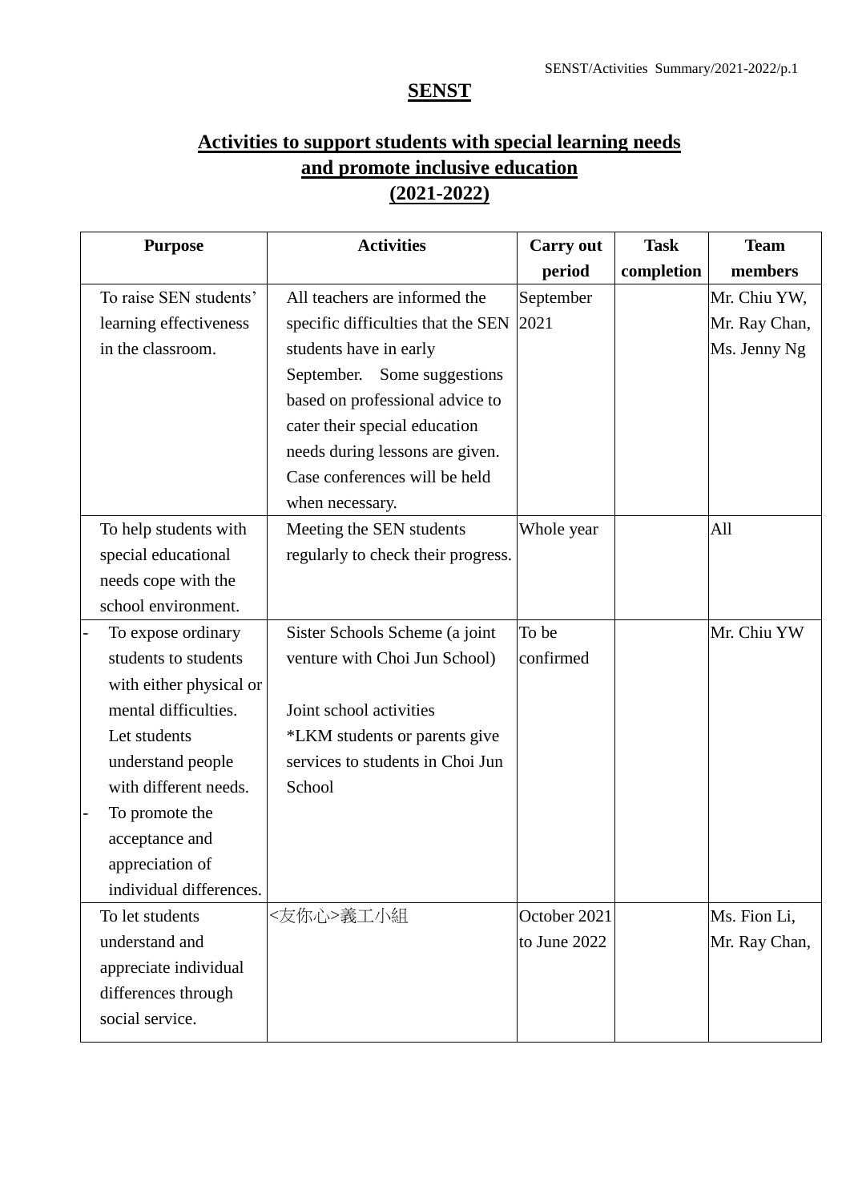# SENST

## Activities to support students with special learning needs and promote inclusive education (2021-2022)

| Purpose | Activities | Carry out period | Task completion | Team members |
|---|---|---|---|---|
| To raise SEN students' learning effectiveness in the classroom. | All teachers are informed the specific difficulties that the SEN students have in early September. Some suggestions based on professional advice to cater their special education needs during lessons are given. Case conferences will be held when necessary. | September 2021 | | Mr. Chiu YW, Mr. Ray Chan, Ms. Jenny Ng |
| To help students with special educational needs cope with the school environment. | Meeting the SEN students regularly to check their progress. | Whole year | | All |
| - To expose ordinary students to students with either physical or mental difficulties. Let students understand people with different needs.<br>- To promote the acceptance and appreciation of individual differences. | Sister Schools Scheme (a joint venture with Choi Jun School)<br><br>Joint school activities<br>*LKM students or parents give services to students in Choi Jun School | To be confirmed | | Mr. Chiu YW |
| To let students understand and appreciate individual differences through social service. | <友你心>義工小組 | October 2021 to June 2022 | | Ms. Fion Li, Mr. Ray Chan, |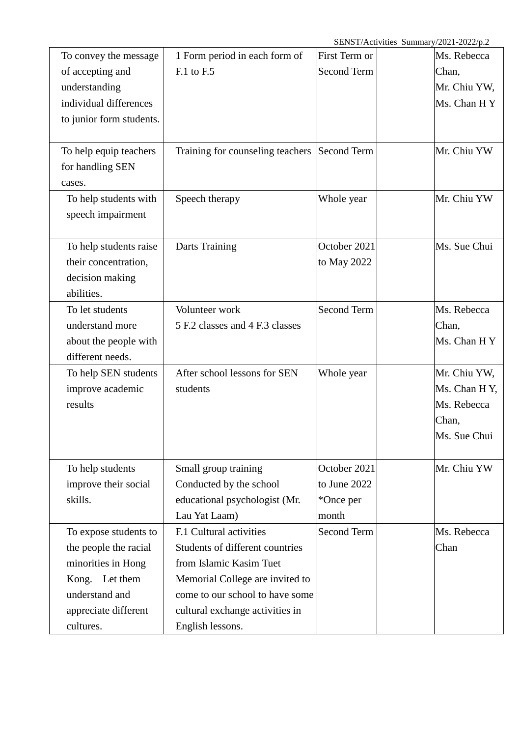| | | | | |
|---|---|---|---|---|
| To convey the message of accepting and understanding individual differences to junior form students. | 1 Form period in each form of F.1 to F.5 | First Term or Second Term | | Ms. Rebecca Chan, Mr. Chiu YW, Ms. Chan H Y |
| To help equip teachers for handling SEN cases. | Training for counseling teachers | Second Term | | Mr. Chiu YW |
| To help students with speech impairment | Speech therapy | Whole year | | Mr. Chiu YW |
| To help students raise their concentration, decision making abilities. | Darts Training | October 2021 to May 2022 | | Ms. Sue Chui |
| To let students understand more about the people with different needs. | Volunteer work<br>5 F.2 classes and 4 F.3 classes | Second Term | | Ms. Rebecca Chan, Ms. Chan H Y |
| To help SEN students improve academic results | After school lessons for SEN students | Whole year | | Mr. Chiu YW, Ms. Chan H Y, Ms. Rebecca Chan, Ms. Sue Chui |
| To help students improve their social skills. | Small group training Conducted by the school educational psychologist (Mr. Lau Yat Laam) | October 2021 to June 2022 *Once per month | | Mr. Chiu YW |
| To expose students to the people the racial minorities in Hong Kong. Let them understand and appreciate different cultures. | F.1 Cultural activities<br>Students of different countries from Islamic Kasim Tuet Memorial College are invited to come to our school to have some cultural exchange activities in English lessons. | Second Term | | Ms. Rebecca Chan |